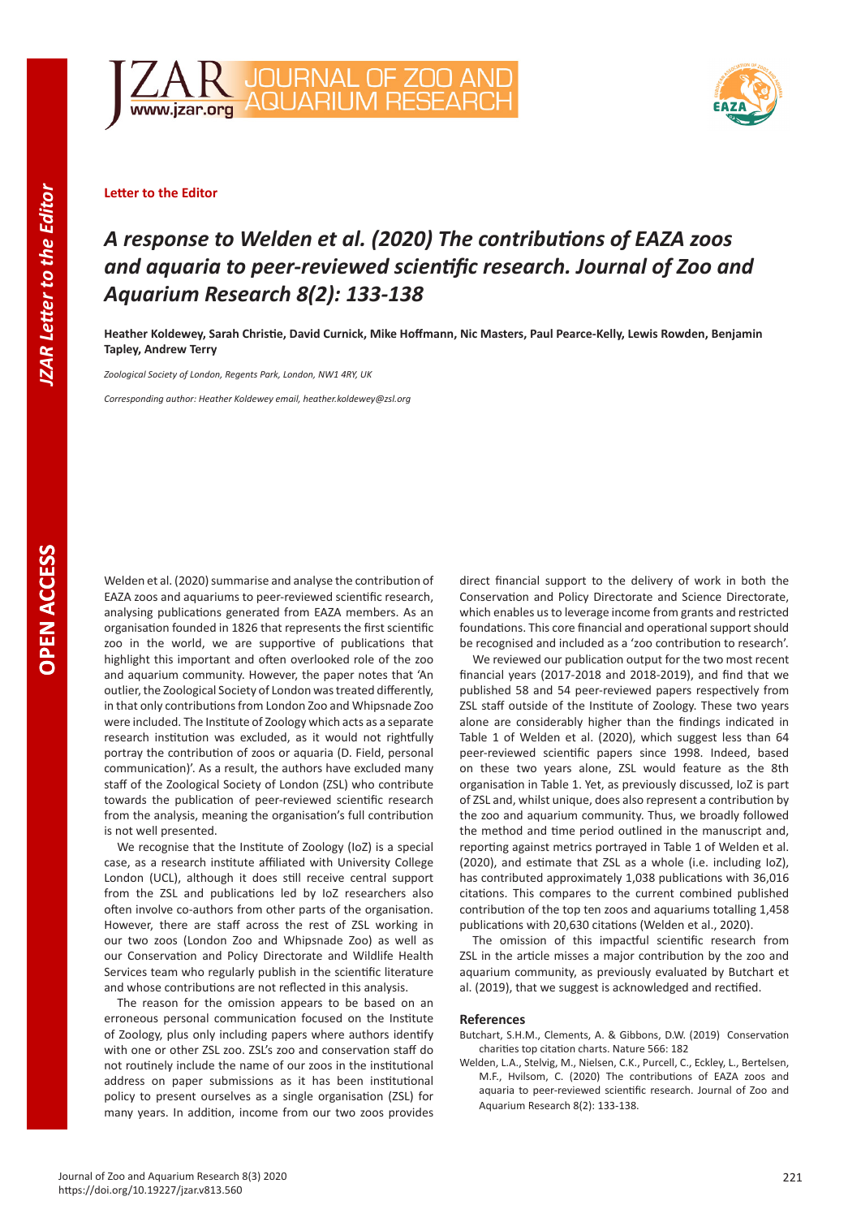**Letter to the Editor**

# *A response to Welden et al. (2020) The contributions of EAZA zoos and aquaria to peer-reviewed scientific research. Journal of Zoo and Aquarium Research 8(2): 133-138*

**Heather Koldewey, Sarah Christie, David Curnick, Mike Hoffmann, Nic Masters, Paul Pearce-Kelly, Lewis Rowden, Benjamin Tapley, Andrew Terry**

*Zoological Society of London, Regents Park, London, NW1 4RY, UK*

*Corresponding author: Heather Koldewey email, heather.koldewey@zsl.org*

Welden et al. (2020) summarise and analyse the contribution of EAZA zoos and aquariums to peer-reviewed scientific research, analysing publications generated from EAZA members. As an organisation founded in 1826 that represents the first scientific zoo in the world, we are supportive of publications that highlight this important and often overlooked role of the zoo and aquarium community. However, the paper notes that 'An outlier, the Zoological Society of London was treated differently, in that only contributions from London Zoo and Whipsnade Zoo were included. The Institute of Zoology which acts as a separate research institution was excluded, as it would not rightfully portray the contribution of zoos or aquaria (D. Field, personal communication)'. As a result, the authors have excluded many staff of the Zoological Society of London (ZSL) who contribute towards the publication of peer-reviewed scientific research from the analysis, meaning the organisation's full contribution is not well presented.

We recognise that the Institute of Zoology (IoZ) is a special case, as a research institute affiliated with University College London (UCL), although it does still receive central support from the ZSL and publications led by IoZ researchers also often involve co-authors from other parts of the organisation. However, there are staff across the rest of ZSL working in our two zoos (London Zoo and Whipsnade Zoo) as well as our Conservation and Policy Directorate and Wildlife Health Services team who regularly publish in the scientific literature and whose contributions are not reflected in this analysis.

The reason for the omission appears to be based on an erroneous personal communication focused on the Institute of Zoology, plus only including papers where authors identify with one or other ZSL zoo. ZSL's zoo and conservation staff do not routinely include the name of our zoos in the institutional address on paper submissions as it has been institutional policy to present ourselves as a single organisation (ZSL) for many years. In addition, income from our two zoos provides direct financial support to the delivery of work in both the Conservation and Policy Directorate and Science Directorate, which enables us to leverage income from grants and restricted foundations. This core financial and operational support should be recognised and included as a 'zoo contribution to research'.

We reviewed our publication output for the two most recent financial years (2017-2018 and 2018-2019), and find that we published 58 and 54 peer-reviewed papers respectively from ZSL staff outside of the Institute of Zoology. These two years alone are considerably higher than the findings indicated in Table 1 of Welden et al. (2020), which suggest less than 64 peer-reviewed scientific papers since 1998. Indeed, based on these two years alone, ZSL would feature as the 8th organisation in Table 1. Yet, as previously discussed, IoZ is part of ZSL and, whilst unique, does also represent a contribution by the zoo and aquarium community. Thus, we broadly followed the method and time period outlined in the manuscript and, reporting against metrics portrayed in Table 1 of Welden et al. (2020), and estimate that ZSL as a whole (i.e. including IoZ), has contributed approximately 1,038 publications with 36,016 citations. This compares to the current combined published contribution of the top ten zoos and aquariums totalling 1,458 publications with 20,630 citations (Welden et al., 2020).

The omission of this impactful scientific research from ZSL in the article misses a major contribution by the zoo and aquarium community, as previously evaluated by Butchart et al. (2019), that we suggest is acknowledged and rectified.

## References

Butchart, S.H.M., Clements, A. & Gibbons, D.W. (2019) Conservation charities top citation charts. Nature 566: 182

Welden, L.A., Stelvig, M., Nielsen, C.K., Purcell, C., Eckley, L., Bertelsen, M.F., Hvilsom, C. (2020) The contributions of EAZA zoos and aquaria to peer-reviewed scientific research. Journal of Zoo and Aquarium Research 8(2): 133-138.